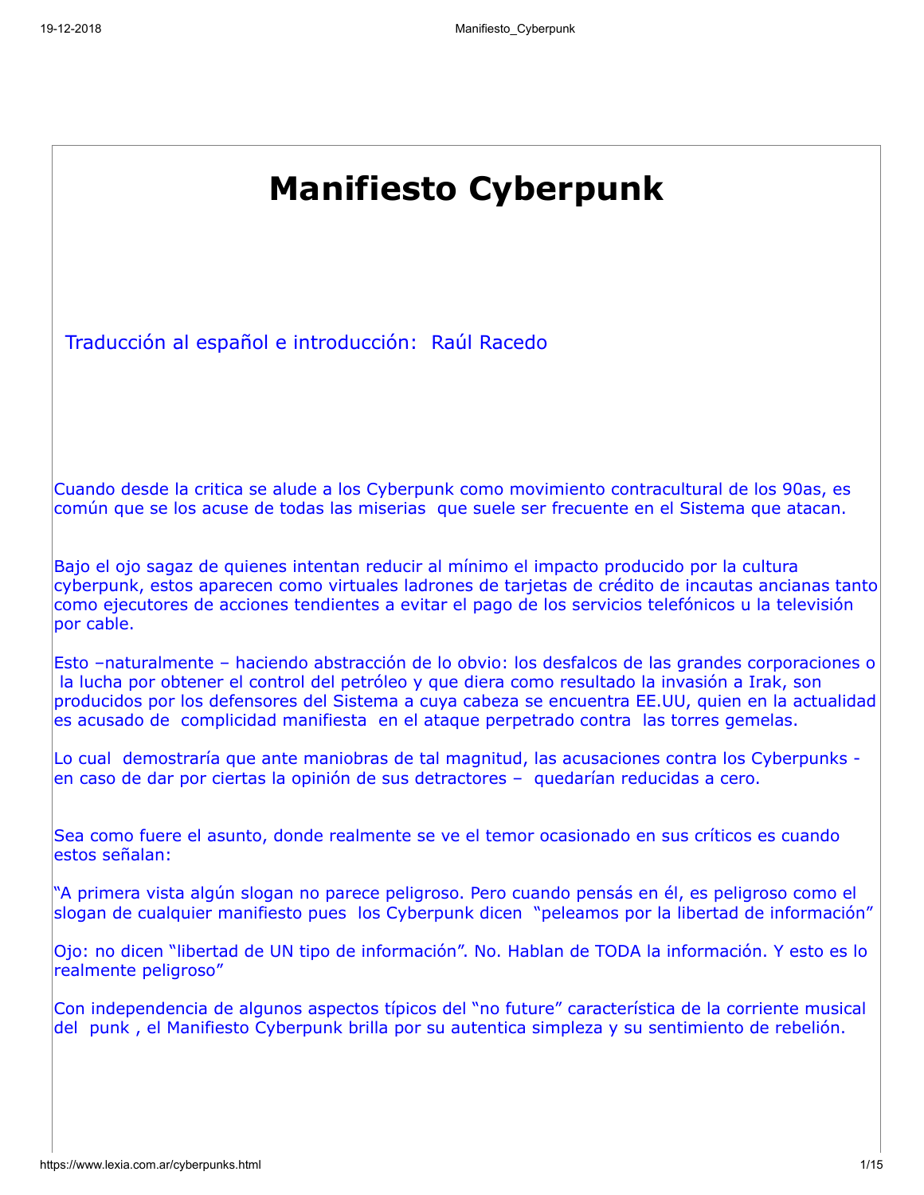# Manifiesto Cyberpunk

Traducción al español e introducción: Raúl Racedo

Cuando desde la critica se alude a los Cyberpunk como movimiento contracultural de los 90as, es común que se los acuse de todas las miserias que suele ser frecuente en el Sistema que atacan.

Bajo el ojo sagaz de quienes intentan reducir al mínimo el impacto producido por la cultura cyberpunk, estos aparecen como virtuales ladrones de tarjetas de crédito de incautas ancianas tanto como ejecutores de acciones tendientes a evitar el pago de los servicios telefónicos u la televisión por cable.

Esto –naturalmente – haciendo abstracción de lo obvio: los desfalcos de las grandes corporaciones o la lucha por obtener el control del petróleo y que diera como resultado la invasión a Irak, son producidos por los defensores del Sistema a cuya cabeza se encuentra EE.UU, quien en la actualidad es acusado de complicidad manifiesta en el ataque perpetrado contra las torres gemelas.

Lo cual demostraría que ante maniobras de tal magnitud, las acusaciones contra los Cyberpunks - en caso de dar por ciertas la opinión de sus detractores – quedarían reducidas a cero.

Sea como fuere el asunto, donde realmente se ve el temor ocasionado en sus críticos es cuando estos señalan:

"A primera vista algún slogan no parece peligroso. Pero cuando pensás en él, es peligroso como el slogan de cualquier manifiesto pues los Cyberpunk dicen "peleamos por la libertad de información"

Ojo: no dicen "libertad de UN tipo de información". No. Hablan de TODA la información. Y esto es lo realmente peligroso"

Con independencia de algunos aspectos típicos del "no future" característica de la corriente musical del punk , el Manifiesto Cyberpunk brilla por su autentica simpleza y su sentimiento de rebelión.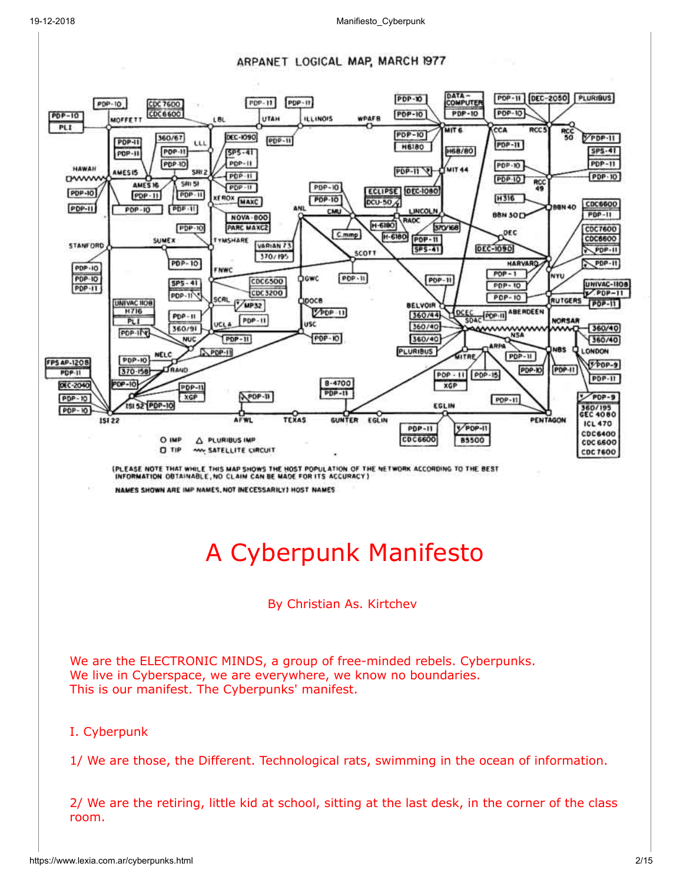# A Cyberpunk Manifesto

By Christian As. Kirtchev

We are the ELECTRONIC MINDS, a group of free-minded rebels. Cyberpunks.
We live in Cyberspace, we are everywhere, we know no boundaries.
This is our manifest. The Cyberpunks' manifest.

## I. Cyberpunk

1/ We are those, the Different. Technological rats, swimming in the ocean of information.

2/ We are the retiring, little kid at school, sitting at the last desk, in the corner of the class room.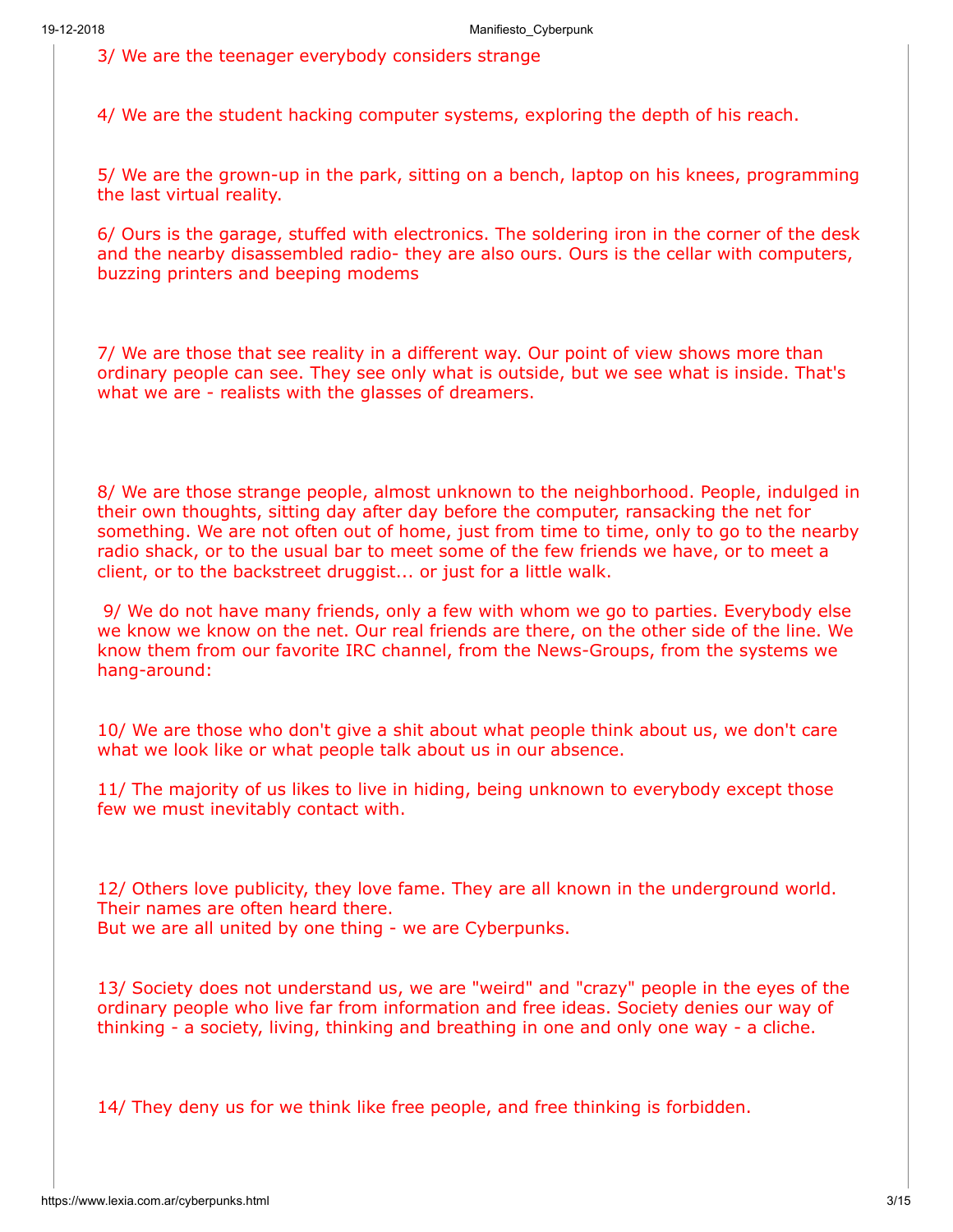3/ We are the teenager everybody considers strange

4/ We are the student hacking computer systems, exploring the depth of his reach.

5/ We are the grown-up in the park, sitting on a bench, laptop on his knees, programming the last virtual reality.

6/ Ours is the garage, stuffed with electronics. The soldering iron in the corner of the desk and the nearby disassembled radio- they are also ours. Ours is the cellar with computers, buzzing printers and beeping modems

7/ We are those that see reality in a different way. Our point of view shows more than ordinary people can see. They see only what is outside, but we see what is inside. That's what we are - realists with the glasses of dreamers.

8/ We are those strange people, almost unknown to the neighborhood. People, indulged in their own thoughts, sitting day after day before the computer, ransacking the net for something. We are not often out of home, just from time to time, only to go to the nearby radio shack, or to the usual bar to meet some of the few friends we have, or to meet a client, or to the backstreet druggist... or just for a little walk.

9/ We do not have many friends, only a few with whom we go to parties. Everybody else we know we know on the net. Our real friends are there, on the other side of the line. We know them from our favorite IRC channel, from the News-Groups, from the systems we hang-around:

10/ We are those who don't give a shit about what people think about us, we don't care what we look like or what people talk about us in our absence.

11/ The majority of us likes to live in hiding, being unknown to everybody except those few we must inevitably contact with.

12/ Others love publicity, they love fame. They are all known in the underground world. Their names are often heard there.
But we are all united by one thing - we are Cyberpunks.

13/ Society does not understand us, we are "weird" and "crazy" people in the eyes of the ordinary people who live far from information and free ideas. Society denies our way of thinking - a society, living, thinking and breathing in one and only one way - a cliche.

14/ They deny us for we think like free people, and free thinking is forbidden.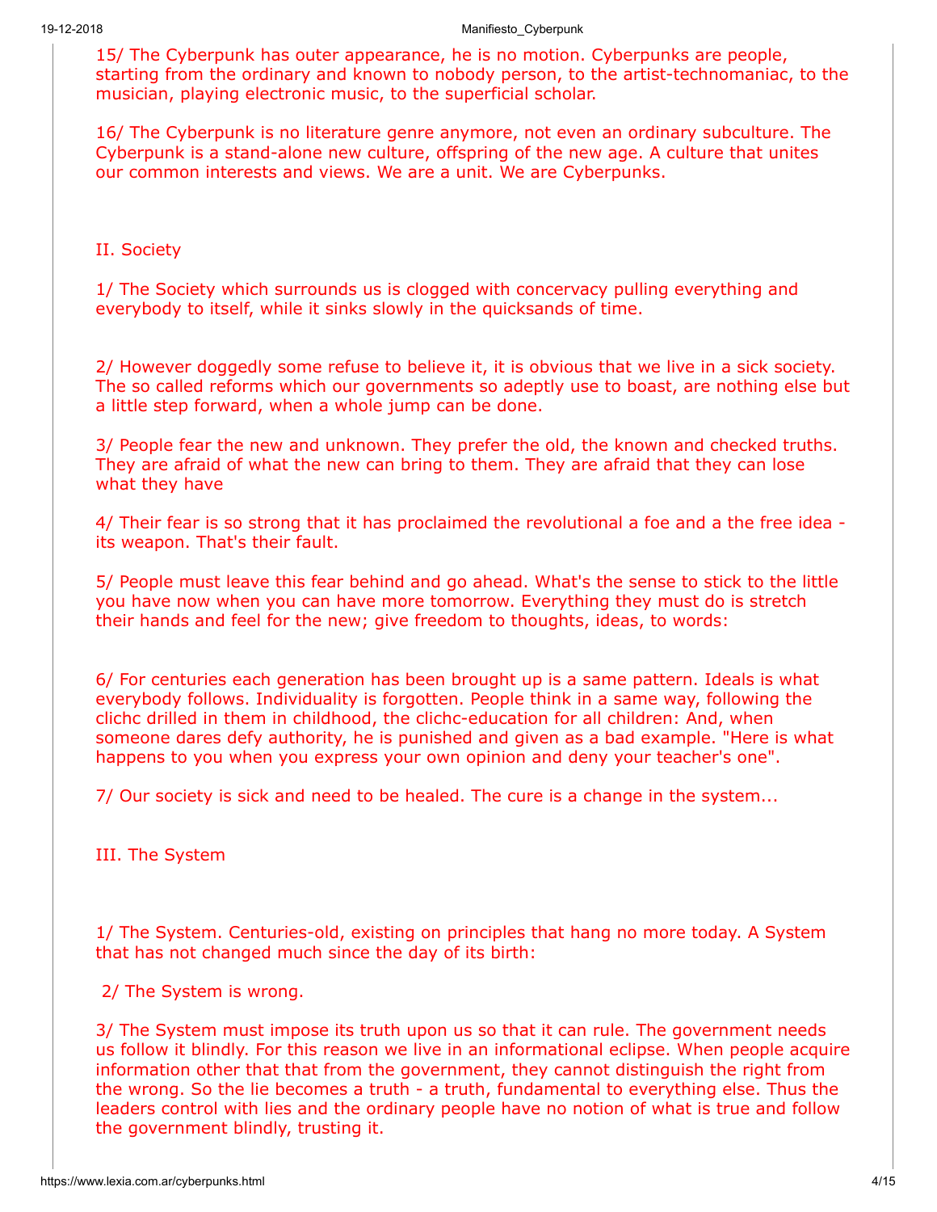15/ The Cyberpunk has outer appearance, he is no motion. Cyberpunks are people, starting from the ordinary and known to nobody person, to the artist-technomaniac, to the musician, playing electronic music, to the superficial scholar.

16/ The Cyberpunk is no literature genre anymore, not even an ordinary subculture. The Cyberpunk is a stand-alone new culture, offspring of the new age. A culture that unites our common interests and views. We are a unit. We are Cyberpunks.

## II. Society

1/ The Society which surrounds us is clogged with concervacy pulling everything and everybody to itself, while it sinks slowly in the quicksands of time.

2/ However doggedly some refuse to believe it, it is obvious that we live in a sick society. The so called reforms which our governments so adeptly use to boast, are nothing else but a little step forward, when a whole jump can be done.

3/ People fear the new and unknown. They prefer the old, the known and checked truths. They are afraid of what the new can bring to them. They are afraid that they can lose what they have

4/ Their fear is so strong that it has proclaimed the revolutional a foe and a the free idea - its weapon. That's their fault.

5/ People must leave this fear behind and go ahead. What's the sense to stick to the little you have now when you can have more tomorrow. Everything they must do is stretch their hands and feel for the new; give freedom to thoughts, ideas, to words:

6/ For centuries each generation has been brought up is a same pattern. Ideals is what everybody follows. Individuality is forgotten. People think in a same way, following the clichc drilled in them in childhood, the clichc-education for all children: And, when someone dares defy authority, he is punished and given as a bad example. "Here is what happens to you when you express your own opinion and deny your teacher's one".

7/ Our society is sick and need to be healed. The cure is a change in the system...

## III. The System

1/ The System. Centuries-old, existing on principles that hang no more today. A System that has not changed much since the day of its birth:

2/ The System is wrong.

3/ The System must impose its truth upon us so that it can rule. The government needs us follow it blindly. For this reason we live in an informational eclipse. When people acquire information other that that from the government, they cannot distinguish the right from the wrong. So the lie becomes a truth - a truth, fundamental to everything else. Thus the leaders control with lies and the ordinary people have no notion of what is true and follow the government blindly, trusting it.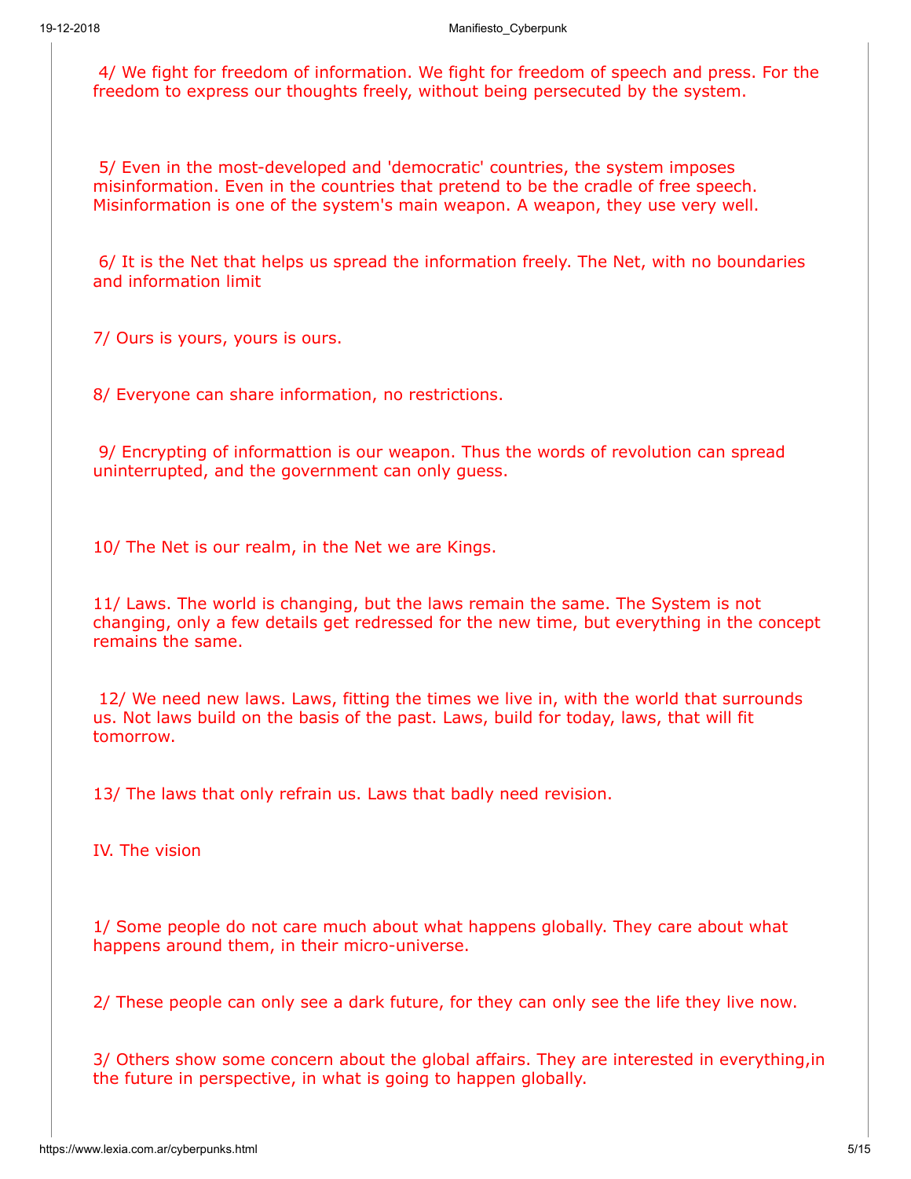4/ We fight for freedom of information. We fight for freedom of speech and press. For the freedom to express our thoughts freely, without being persecuted by the system.

5/ Even in the most-developed and 'democratic' countries, the system imposes misinformation. Even in the countries that pretend to be the cradle of free speech. Misinformation is one of the system's main weapon. A weapon, they use very well.

6/ It is the Net that helps us spread the information freely. The Net, with no boundaries and information limit

7/ Ours is yours, yours is ours.

8/ Everyone can share information, no restrictions.

9/ Encrypting of informattion is our weapon. Thus the words of revolution can spread uninterrupted, and the government can only guess.

10/ The Net is our realm, in the Net we are Kings.

11/ Laws. The world is changing, but the laws remain the same. The System is not changing, only a few details get redressed for the new time, but everything in the concept remains the same.

12/ We need new laws. Laws, fitting the times we live in, with the world that surrounds us. Not laws build on the basis of the past. Laws, build for today, laws, that will fit tomorrow.

13/ The laws that only refrain us. Laws that badly need revision.

IV. The vision

1/ Some people do not care much about what happens globally. They care about what happens around them, in their micro-universe.

2/ These people can only see a dark future, for they can only see the life they live now.

3/ Others show some concern about the global affairs. They are interested in everything,in the future in perspective, in what is going to happen globally.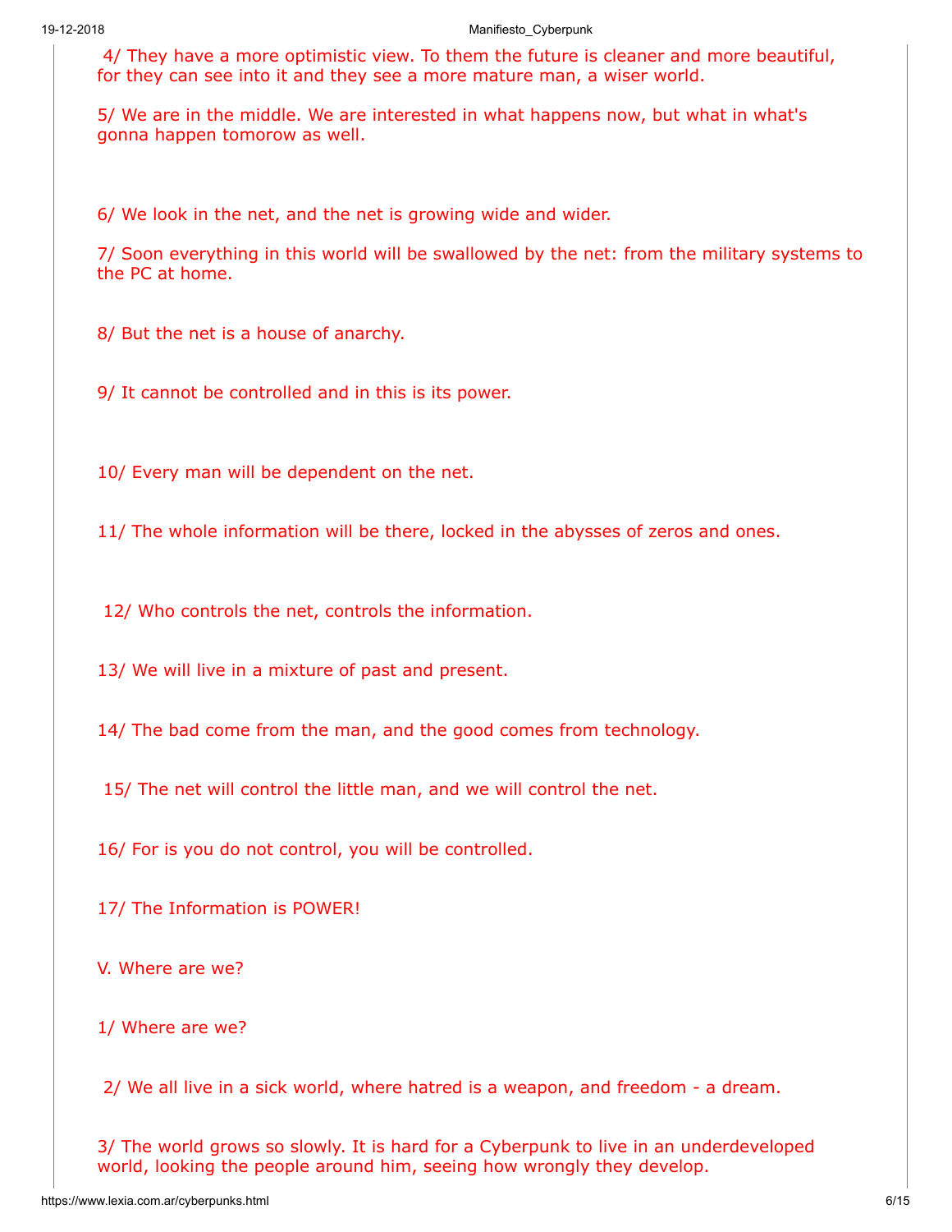4/ They have a more optimistic view. To them the future is cleaner and more beautiful, for they can see into it and they see a more mature man, a wiser world.

5/ We are in the middle. We are interested in what happens now, but what in what's gonna happen tomorow as well.

6/ We look in the net, and the net is growing wide and wider.

7/ Soon everything in this world will be swallowed by the net: from the military systems to the PC at home.

8/ But the net is a house of anarchy.

9/ It cannot be controlled and in this is its power.

10/ Every man will be dependent on the net.

11/ The whole information will be there, locked in the abysses of zeros and ones.

12/ Who controls the net, controls the information.

13/ We will live in a mixture of past and present.

14/ The bad come from the man, and the good comes from technology.

15/ The net will control the little man, and we will control the net.

16/ For is you do not control, you will be controlled.

17/ The Information is POWER!

V. Where are we?

1/ Where are we?

2/ We all live in a sick world, where hatred is a weapon, and freedom - a dream.

3/ The world grows so slowly. It is hard for a Cyberpunk to live in an underdeveloped world, looking the people around him, seeing how wrongly they develop.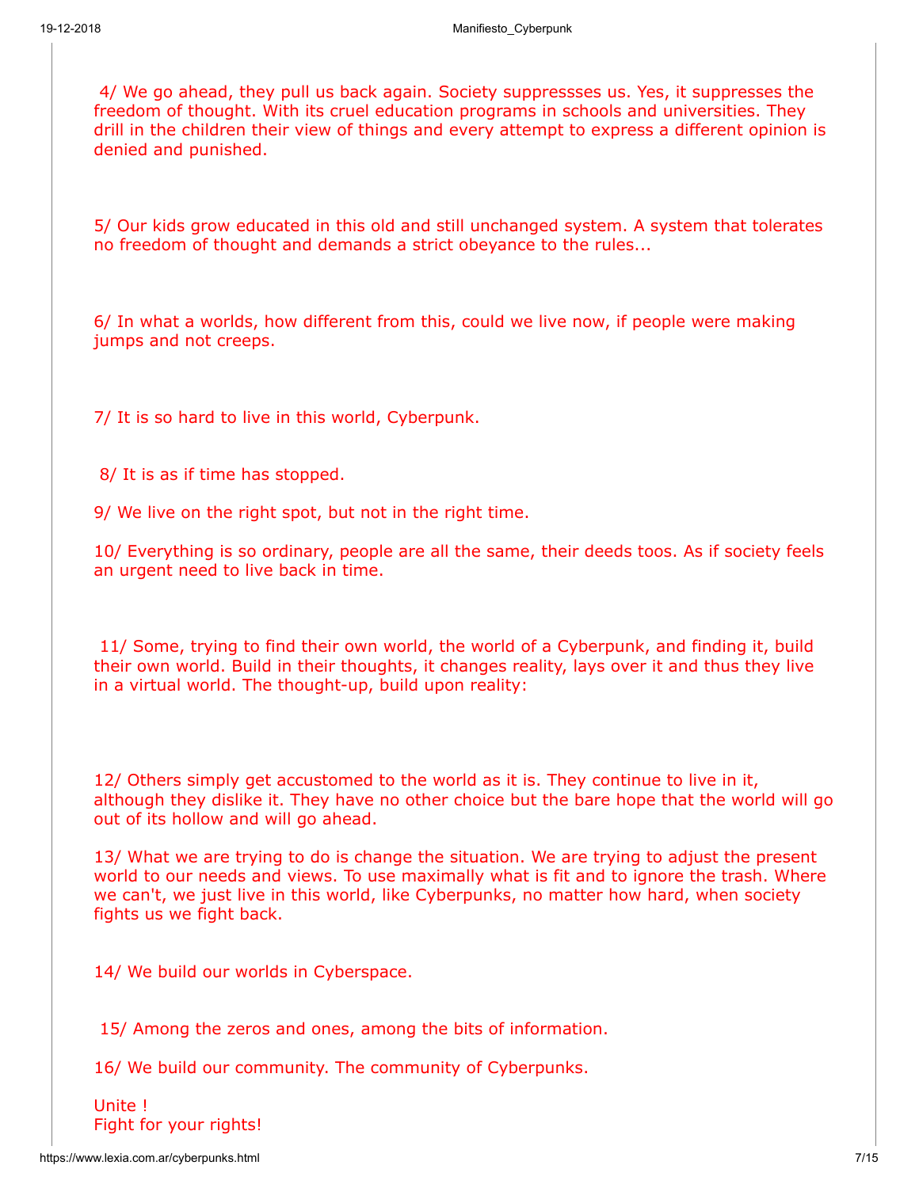4/ We go ahead, they pull us back again. Society suppressses us. Yes, it suppresses the freedom of thought. With its cruel education programs in schools and universities. They drill in the children their view of things and every attempt to express a different opinion is denied and punished.

5/ Our kids grow educated in this old and still unchanged system. A system that tolerates no freedom of thought and demands a strict obeyance to the rules...

6/ In what a worlds, how different from this, could we live now, if people were making jumps and not creeps.

7/ It is so hard to live in this world, Cyberpunk.

8/ It is as if time has stopped.

9/ We live on the right spot, but not in the right time.

10/ Everything is so ordinary, people are all the same, their deeds toos. As if society feels an urgent need to live back in time.

11/ Some, trying to find their own world, the world of a Cyberpunk, and finding it, build their own world. Build in their thoughts, it changes reality, lays over it and thus they live in a virtual world. The thought-up, build upon reality:

12/ Others simply get accustomed to the world as it is. They continue to live in it, although they dislike it. They have no other choice but the bare hope that the world will go out of its hollow and will go ahead.

13/ What we are trying to do is change the situation. We are trying to adjust the present world to our needs and views. To use maximally what is fit and to ignore the trash. Where we can't, we just live in this world, like Cyberpunks, no matter how hard, when society fights us we fight back.

14/ We build our worlds in Cyberspace.

15/ Among the zeros and ones, among the bits of information.

16/ We build our community. The community of Cyberpunks.

Unite !
Fight for your rights!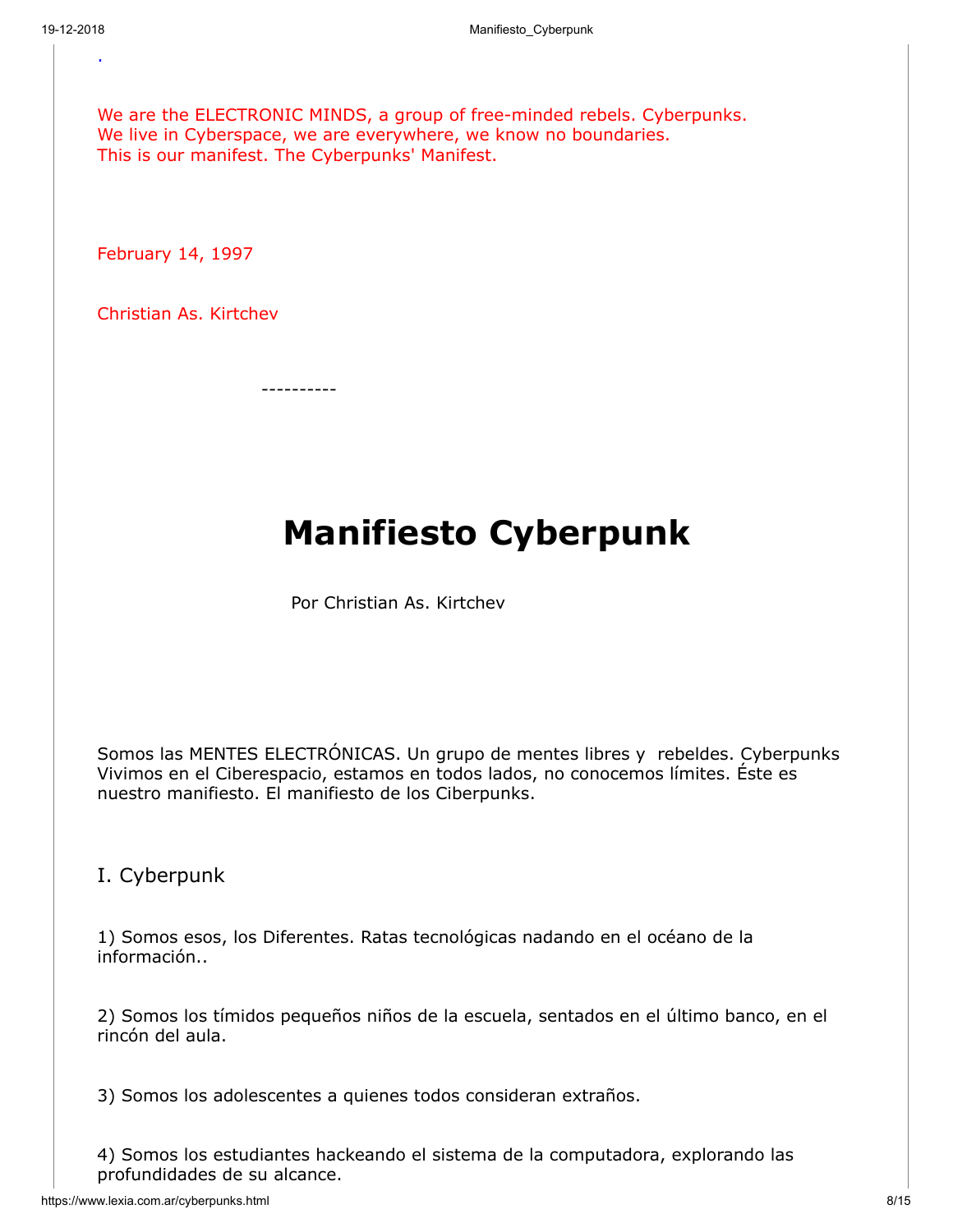.

We are the ELECTRONIC MINDS, a group of free-minded rebels. Cyberpunks.
We live in Cyberspace, we are everywhere, we know no boundaries.
This is our manifest. The Cyberpunks' Manifest.

February 14, 1997

Christian As. Kirtchev

----------

# Manifiesto Cyberpunk

Por Christian As. Kirtchev

Somos las MENTES ELECTRÓNICAS. Un grupo de mentes libres y rebeldes. Cyberpunks Vivimos en el Ciberespacio, estamos en todos lados, no conocemos límites. Éste es nuestro manifiesto. El manifiesto de los Ciberpunks.

## I. Cyberpunk

1) Somos esos, los Diferentes. Ratas tecnológicas nadando en el océano de la información..

2) Somos los tímidos pequeños niños de la escuela, sentados en el último banco, en el rincón del aula.

3) Somos los adolescentes a quienes todos consideran extraños.

4) Somos los estudiantes hackeando el sistema de la computadora, explorando las profundidades de su alcance.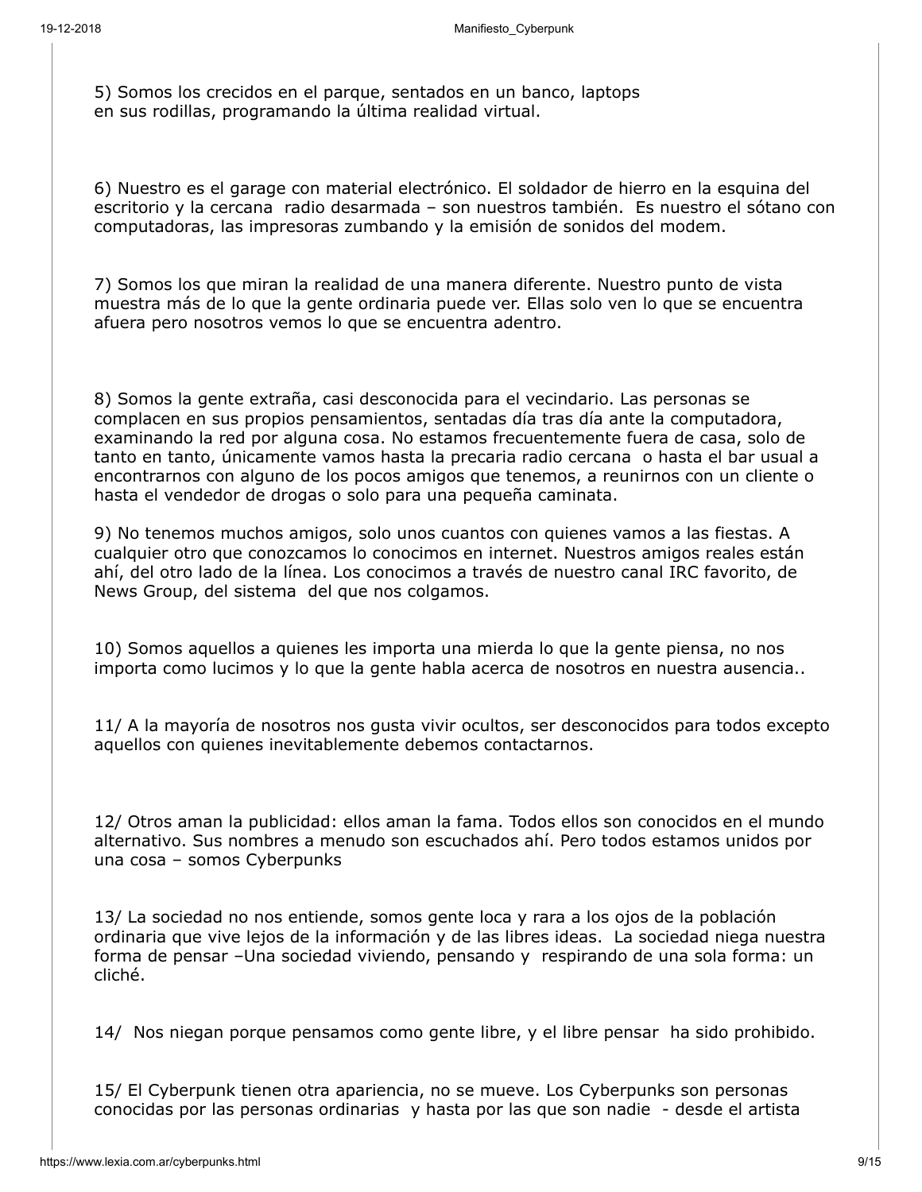5) Somos los crecidos en el parque, sentados en un banco, laptops en sus rodillas, programando la última realidad virtual.

6) Nuestro es el garage con material electrónico. El soldador de hierro en la esquina del escritorio y la cercana radio desarmada – son nuestros también. Es nuestro el sótano con computadoras, las impresoras zumbando y la emisión de sonidos del modem.

7) Somos los que miran la realidad de una manera diferente. Nuestro punto de vista muestra más de lo que la gente ordinaria puede ver. Ellas solo ven lo que se encuentra afuera pero nosotros vemos lo que se encuentra adentro.

8) Somos la gente extraña, casi desconocida para el vecindario. Las personas se complacen en sus propios pensamientos, sentadas día tras día ante la computadora, examinando la red por alguna cosa. No estamos frecuentemente fuera de casa, solo de tanto en tanto, únicamente vamos hasta la precaria radio cercana o hasta el bar usual a encontrarnos con alguno de los pocos amigos que tenemos, a reunirnos con un cliente o hasta el vendedor de drogas o solo para una pequeña caminata.

9) No tenemos muchos amigos, solo unos cuantos con quienes vamos a las fiestas. A cualquier otro que conozcamos lo conocimos en internet. Nuestros amigos reales están ahí, del otro lado de la línea. Los conocimos a través de nuestro canal IRC favorito, de News Group, del sistema del que nos colgamos.

10) Somos aquellos a quienes les importa una mierda lo que la gente piensa, no nos importa como lucimos y lo que la gente habla acerca de nosotros en nuestra ausencia..

11/ A la mayoría de nosotros nos gusta vivir ocultos, ser desconocidos para todos excepto aquellos con quienes inevitablemente debemos contactarnos.

12/ Otros aman la publicidad: ellos aman la fama. Todos ellos son conocidos en el mundo alternativo. Sus nombres a menudo son escuchados ahí. Pero todos estamos unidos por una cosa – somos Cyberpunks

13/ La sociedad no nos entiende, somos gente loca y rara a los ojos de la población ordinaria que vive lejos de la información y de las libres ideas. La sociedad niega nuestra forma de pensar –Una sociedad viviendo, pensando y respirando de una sola forma: un cliché.

14/ Nos niegan porque pensamos como gente libre, y el libre pensar ha sido prohibido.

15/ El Cyberpunk tienen otra apariencia, no se mueve. Los Cyberpunks son personas conocidas por las personas ordinarias y hasta por las que son nadie - desde el artista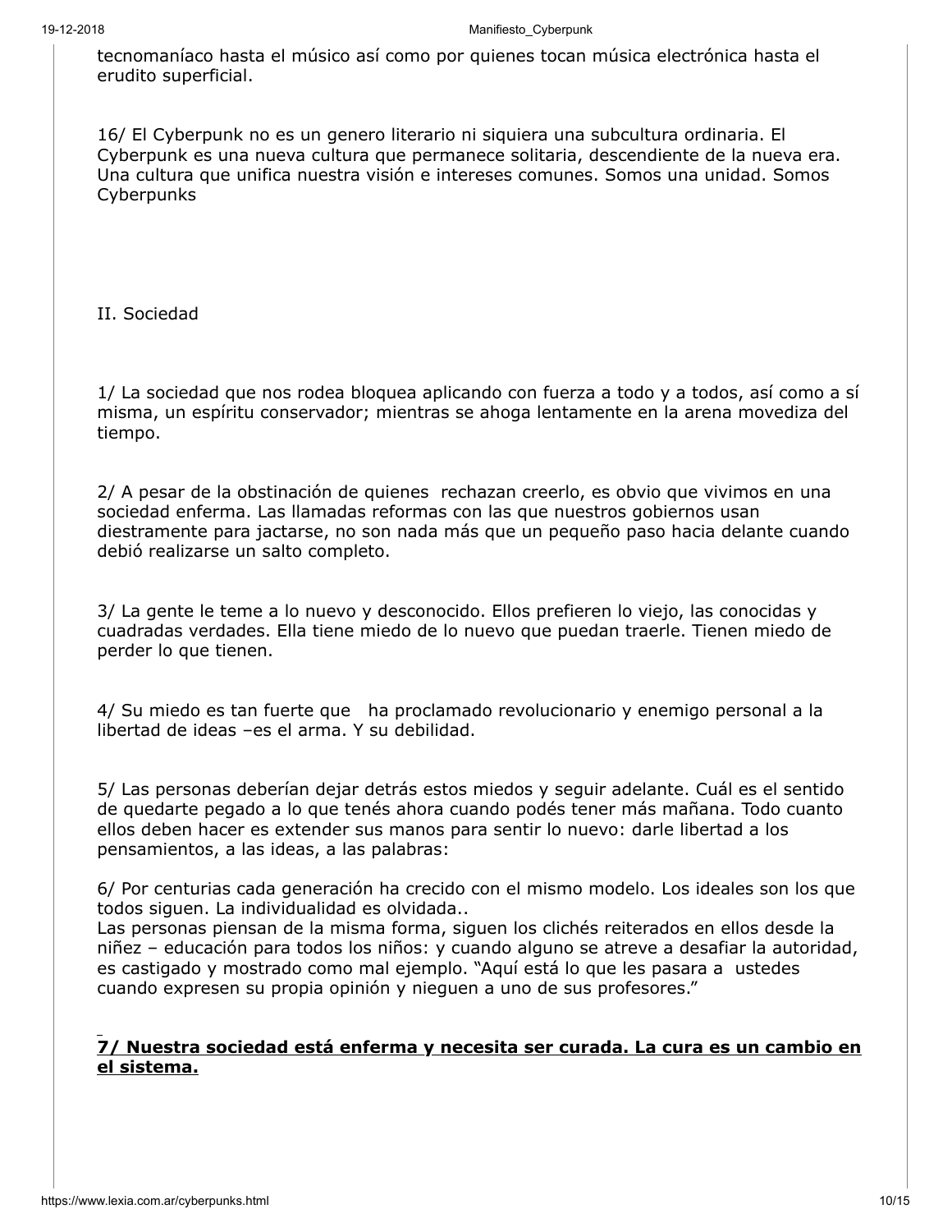tecnomaníaco hasta el músico así como por quienes tocan música electrónica hasta el erudito superficial.

16/ El Cyberpunk no es un genero literario ni siquiera una subcultura ordinaria. El Cyberpunk es una nueva cultura que permanece solitaria, descendiente de la nueva era. Una cultura que unifica nuestra visión e intereses comunes. Somos una unidad. Somos Cyberpunks

## II. Sociedad

1/ La sociedad que nos rodea bloquea aplicando con fuerza a todo y a todos, así como a sí misma, un espíritu conservador; mientras se ahoga lentamente en la arena movediza del tiempo.

2/ A pesar de la obstinación de quienes rechazan creerlo, es obvio que vivimos en una sociedad enferma. Las llamadas reformas con las que nuestros gobiernos usan diestramente para jactarse, no son nada más que un pequeño paso hacia delante cuando debió realizarse un salto completo.

3/ La gente le teme a lo nuevo y desconocido. Ellos prefieren lo viejo, las conocidas y cuadradas verdades. Ella tiene miedo de lo nuevo que puedan traerle. Tienen miedo de perder lo que tienen.

4/ Su miedo es tan fuerte que ha proclamado revolucionario y enemigo personal a la libertad de ideas –es el arma. Y su debilidad.

5/ Las personas deberían dejar detrás estos miedos y seguir adelante. Cuál es el sentido de quedarte pegado a lo que tenés ahora cuando podés tener más mañana. Todo cuanto ellos deben hacer es extender sus manos para sentir lo nuevo: darle libertad a los pensamientos, a las ideas, a las palabras:

6/ Por centurias cada generación ha crecido con el mismo modelo. Los ideales son los que todos siguen. La individualidad es olvidada..
Las personas piensan de la misma forma, siguen los clichés reiterados en ellos desde la niñez – educación para todos los niños: y cuando alguno se atreve a desafiar la autoridad, es castigado y mostrado como mal ejemplo. "Aquí está lo que les pasara a ustedes cuando expresen su propia opinión y nieguen a uno de sus profesores."

**7/ Nuestra sociedad está enferma y necesita ser curada. La cura es un cambio en el sistema.**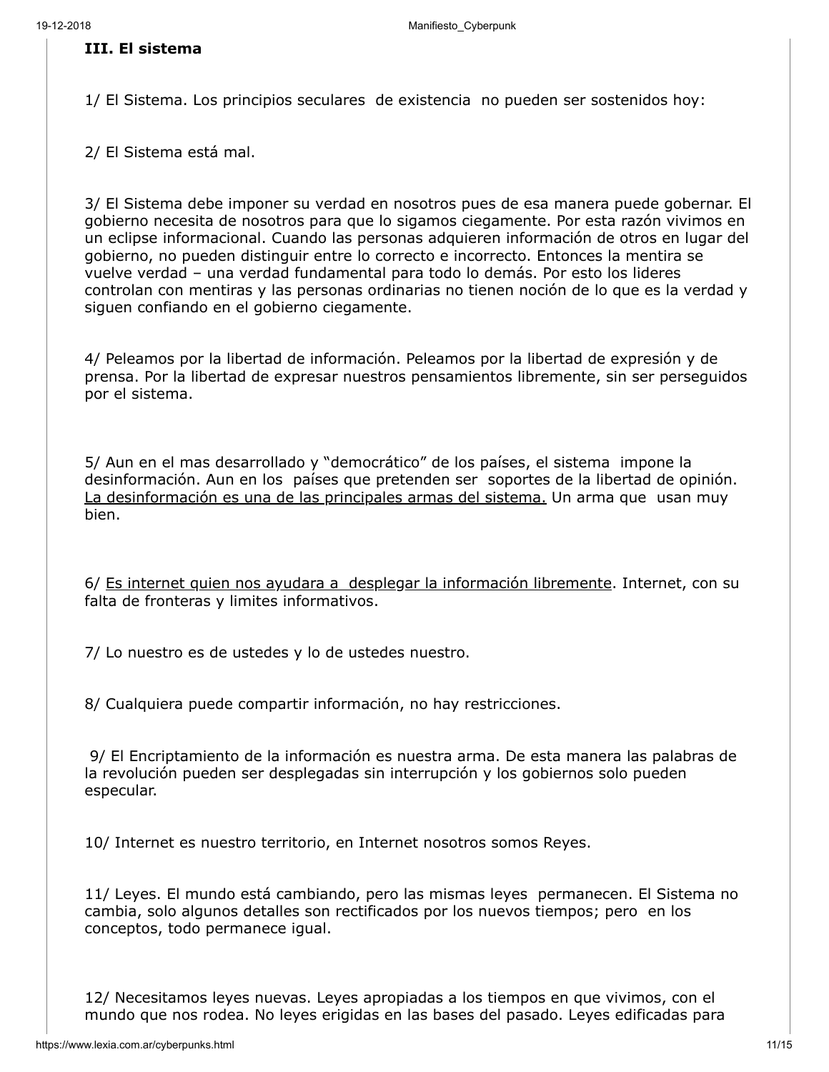### III. El sistema

1/ El Sistema. Los principios seculares de existencia no pueden ser sostenidos hoy:

2/ El Sistema está mal.

3/ El Sistema debe imponer su verdad en nosotros pues de esa manera puede gobernar. El gobierno necesita de nosotros para que lo sigamos ciegamente. Por esta razón vivimos en un eclipse informacional. Cuando las personas adquieren información de otros en lugar del gobierno, no pueden distinguir entre lo correcto e incorrecto. Entonces la mentira se vuelve verdad – una verdad fundamental para todo lo demás. Por esto los lideres controlan con mentiras y las personas ordinarias no tienen noción de lo que es la verdad y siguen confiando en el gobierno ciegamente.

4/ Peleamos por la libertad de información. Peleamos por la libertad de expresión y de prensa. Por la libertad de expresar nuestros pensamientos libremente, sin ser perseguidos por el sistema.

5/ Aun en el mas desarrollado y "democrático" de los países, el sistema impone la desinformación. Aun en los países que pretenden ser soportes de la libertad de opinión. <u>La desinformación es una de las principales armas del sistema.</u> Un arma que usan muy bien.

6/ <u>Es internet quien nos ayudara a desplegar la información libremente</u>. Internet, con su falta de fronteras y limites informativos.

7/ Lo nuestro es de ustedes y lo de ustedes nuestro.

8/ Cualquiera puede compartir información, no hay restricciones.

9/ El Encriptamiento de la información es nuestra arma. De esta manera las palabras de la revolución pueden ser desplegadas sin interrupción y los gobiernos solo pueden especular.

10/ Internet es nuestro territorio, en Internet nosotros somos Reyes.

11/ Leyes. El mundo está cambiando, pero las mismas leyes permanecen. El Sistema no cambia, solo algunos detalles son rectificados por los nuevos tiempos; pero en los conceptos, todo permanece igual.

12/ Necesitamos leyes nuevas. Leyes apropiadas a los tiempos en que vivimos, con el mundo que nos rodea. No leyes erigidas en las bases del pasado. Leyes edificadas para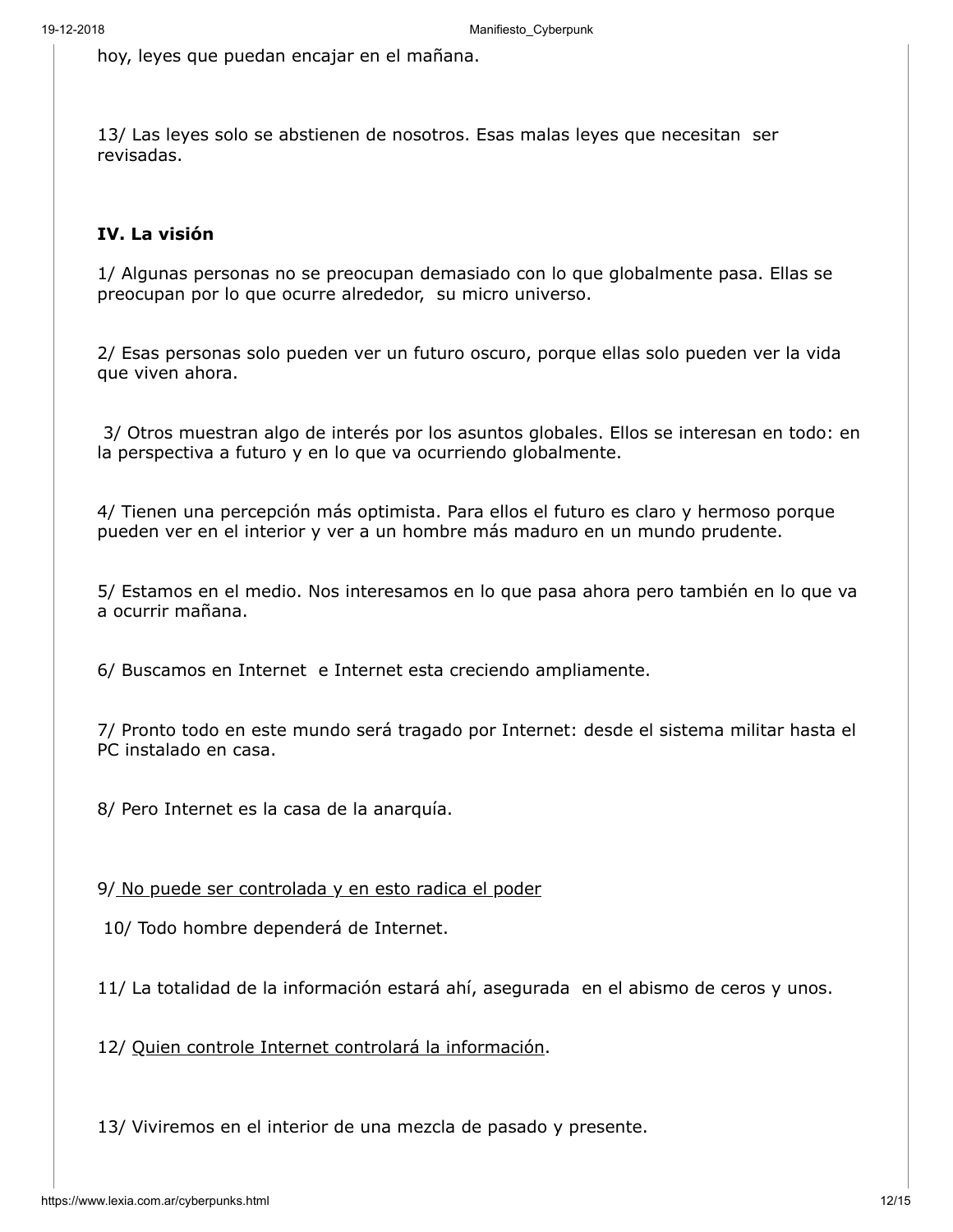hoy, leyes que puedan encajar en el mañana.

13/ Las leyes solo se abstienen de nosotros. Esas malas leyes que necesitan ser revisadas.

**IV. La visión**

1/ Algunas personas no se preocupan demasiado con lo que globalmente pasa. Ellas se preocupan por lo que ocurre alrededor, su micro universo.

2/ Esas personas solo pueden ver un futuro oscuro, porque ellas solo pueden ver la vida que viven ahora.

3/ Otros muestran algo de interés por los asuntos globales. Ellos se interesan en todo: en la perspectiva a futuro y en lo que va ocurriendo globalmente.

4/ Tienen una percepción más optimista. Para ellos el futuro es claro y hermoso porque pueden ver en el interior y ver a un hombre más maduro en un mundo prudente.

5/ Estamos en el medio. Nos interesamos en lo que pasa ahora pero también en lo que va a ocurrir mañana.

6/ Buscamos en Internet e Internet esta creciendo ampliamente.

7/ Pronto todo en este mundo será tragado por Internet: desde el sistema militar hasta el PC instalado en casa.

8/ Pero Internet es la casa de la anarquía.

9/ <u>No puede ser controlada y en esto radica el poder</u>

10/ Todo hombre dependerá de Internet.

11/ La totalidad de la información estará ahí, asegurada en el abismo de ceros y unos.

12/ <u>Quien controle Internet controlará la información</u>.

13/ Viviremos en el interior de una mezcla de pasado y presente.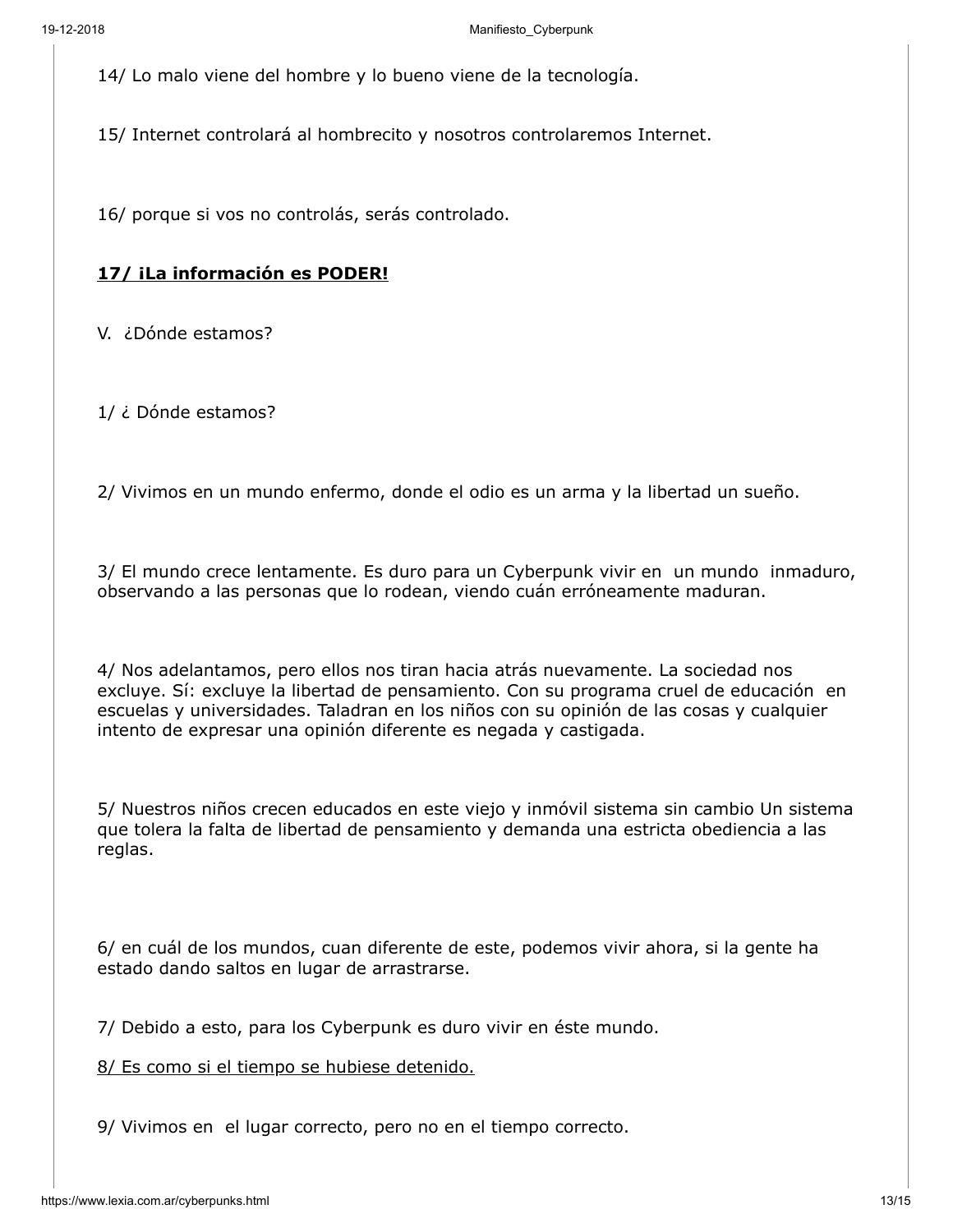14/ Lo malo viene del hombre y lo bueno viene de la tecnología.

15/ Internet controlará al hombrecito y nosotros controlaremos Internet.

16/ porque si vos no controlás, serás controlado.

**17/ ¡La información es PODER!**

V. ¿Dónde estamos?

1/ ¿ Dónde estamos?

2/ Vivimos en un mundo enfermo, donde el odio es un arma y la libertad un sueño.

3/ El mundo crece lentamente. Es duro para un Cyberpunk vivir en un mundo inmaduro, observando a las personas que lo rodean, viendo cuán erróneamente maduran.

4/ Nos adelantamos, pero ellos nos tiran hacia atrás nuevamente. La sociedad nos excluye. Sí: excluye la libertad de pensamiento. Con su programa cruel de educación en escuelas y universidades. Taladran en los niños con su opinión de las cosas y cualquier intento de expresar una opinión diferente es negada y castigada.

5/ Nuestros niños crecen educados en este viejo y inmóvil sistema sin cambio Un sistema que tolera la falta de libertad de pensamiento y demanda una estricta obediencia a las reglas.

6/ en cuál de los mundos, cuan diferente de este, podemos vivir ahora, si la gente ha estado dando saltos en lugar de arrastrarse.

7/ Debido a esto, para los Cyberpunk es duro vivir en éste mundo.

8/ Es como si el tiempo se hubiese detenido.

9/ Vivimos en el lugar correcto, pero no en el tiempo correcto.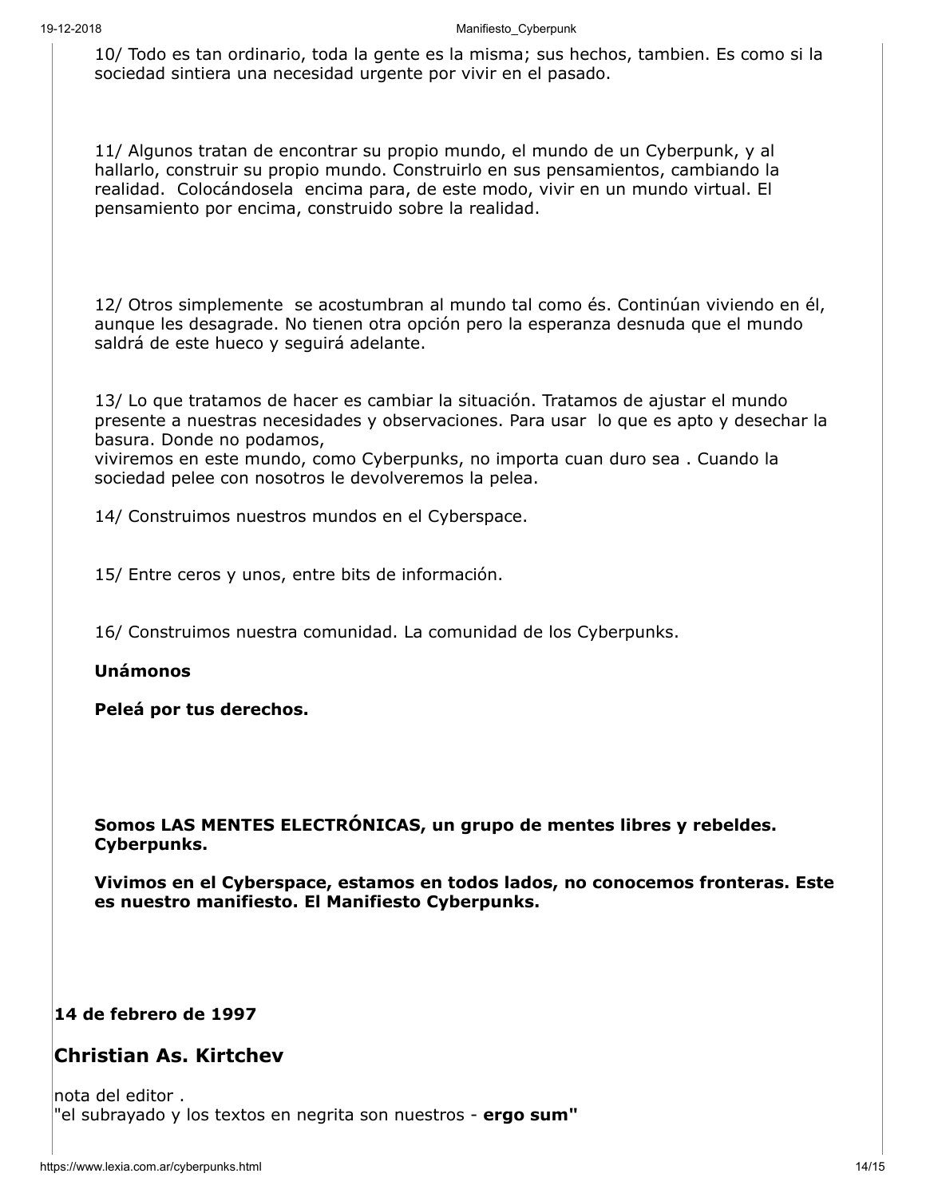10/ Todo es tan ordinario, toda la gente es la misma; sus hechos, tambien. Es como si la sociedad sintiera una necesidad urgente por vivir en el pasado.

11/ Algunos tratan de encontrar su propio mundo, el mundo de un Cyberpunk, y al hallarlo, construir su propio mundo. Construirlo en sus pensamientos, cambiando la realidad. Colocándosela encima para, de este modo, vivir en un mundo virtual. El pensamiento por encima, construido sobre la realidad.

12/ Otros simplemente se acostumbran al mundo tal como és. Continúan viviendo en él, aunque les desagrade. No tienen otra opción pero la esperanza desnuda que el mundo saldrá de este hueco y seguirá adelante.

13/ Lo que tratamos de hacer es cambiar la situación. Tratamos de ajustar el mundo presente a nuestras necesidades y observaciones. Para usar lo que es apto y desechar la basura. Donde no podamos,
viviremos en este mundo, como Cyberpunks, no importa cuan duro sea . Cuando la sociedad pelee con nosotros le devolveremos la pelea.

14/ Construimos nuestros mundos en el Cyberspace.

15/ Entre ceros y unos, entre bits de información.

16/ Construimos nuestra comunidad. La comunidad de los Cyberpunks.

**Unámonos**

**Peleá por tus derechos.**

**Somos LAS MENTES ELECTRÓNICAS, un grupo de mentes libres y rebeldes. Cyberpunks.**

**Vivimos en el Cyberspace, estamos en todos lados, no conocemos fronteras. Este es nuestro manifiesto. El Manifiesto Cyberpunks.**

**14 de febrero de 1997**

## Christian As. Kirtchev

nota del editor .
"el subrayado y los textos en negrita son nuestros - **ergo sum"**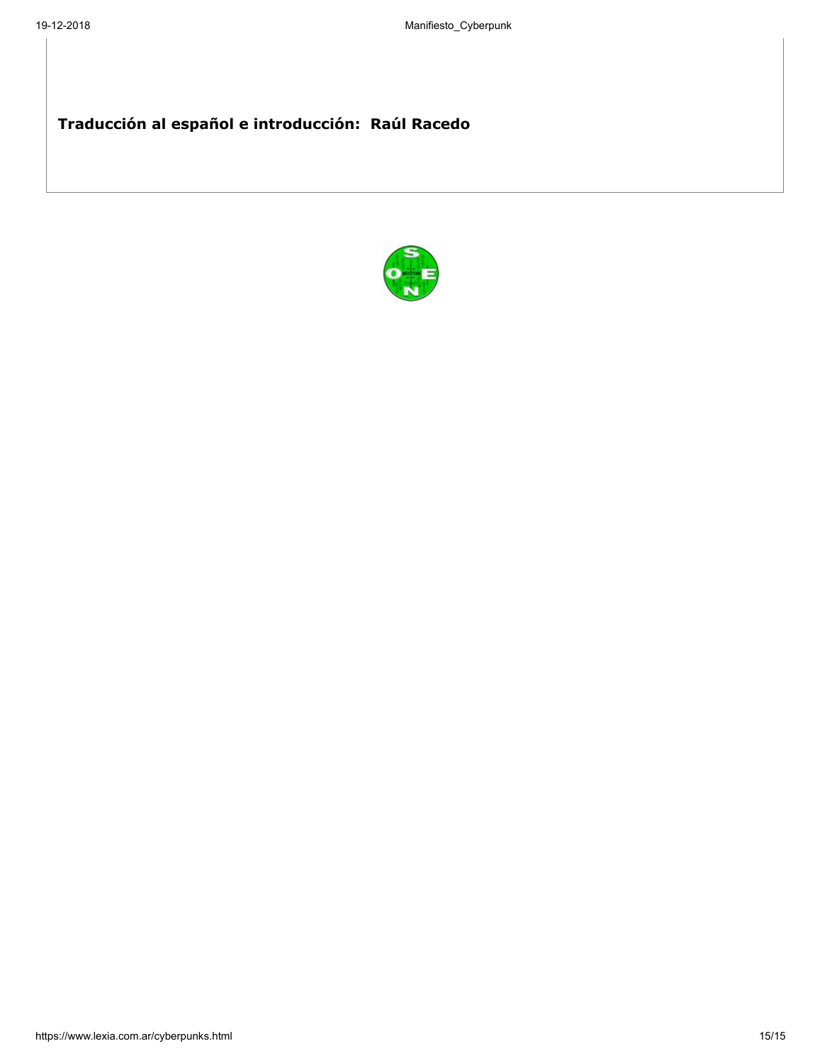**Traducción al español e introducción: Raúl Racedo**